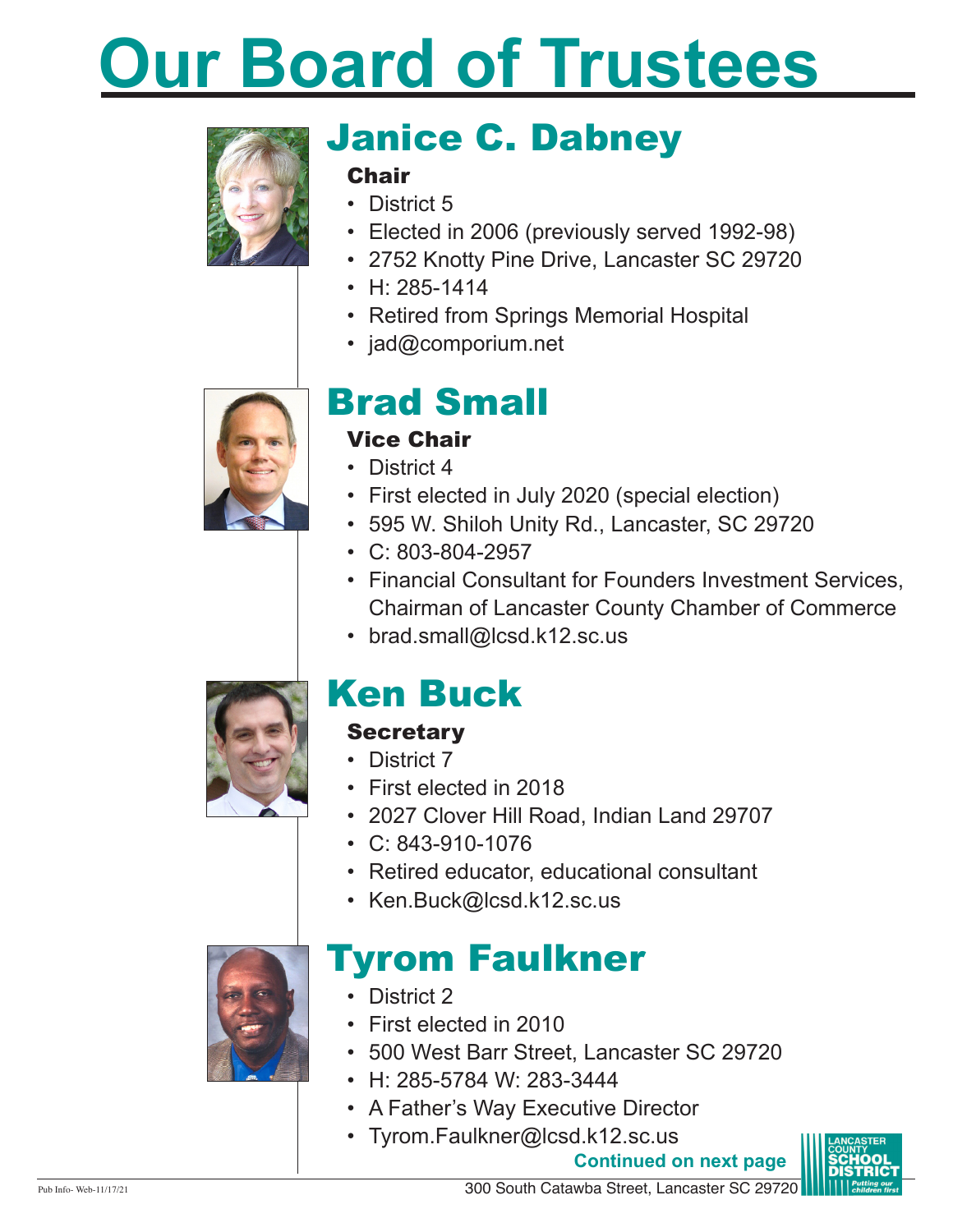# Our Board of Trustees

## Janice C. Dabney

**Chair**

- District 5
- Elected in 2006 (previously served 1992-98)
- 2752 Knotty Pine Drive, Lancaster SC 29720
- H: 285-1414
- Retired from Springs Memorial Hospital
- jad@comporium.net

## Brad Small

**Vice Chair**

- District 4
- First elected in July 2020 (special election)
- 595 W. Shiloh Unity Rd., Lancaster, SC 29720
- C: 803-804-2957
- Financial Consultant for Founders Investment Services, Chairman of Lancaster County Chamber of Commerce
- brad.small@lcsd.k12.sc.us

## Ken Buck

**Secretary**

- District 7
- First elected in 2018
- 2027 Clover Hill Road, Indian Land 29707
- C: 843-910-1076
- Retired educator, educational consultant
- Ken.Buck@lcsd.k12.sc.us

## Tyrom Faulkner

- District 2
- First elected in 2010
- 500 West Barr Street, Lancaster SC 29720
- H: 285-5784 W: 283-3444
- A Father's Way Executive Director
- Tyrom.Faulkner@lcsd.k12.sc.us

**Continued on next page**

Pub Info- Web-11/17/21

300 South Catawba Street, Lancaster SC 29720

LANCASTER COUNTY SCHOOL DISTRICT *Putting our children first*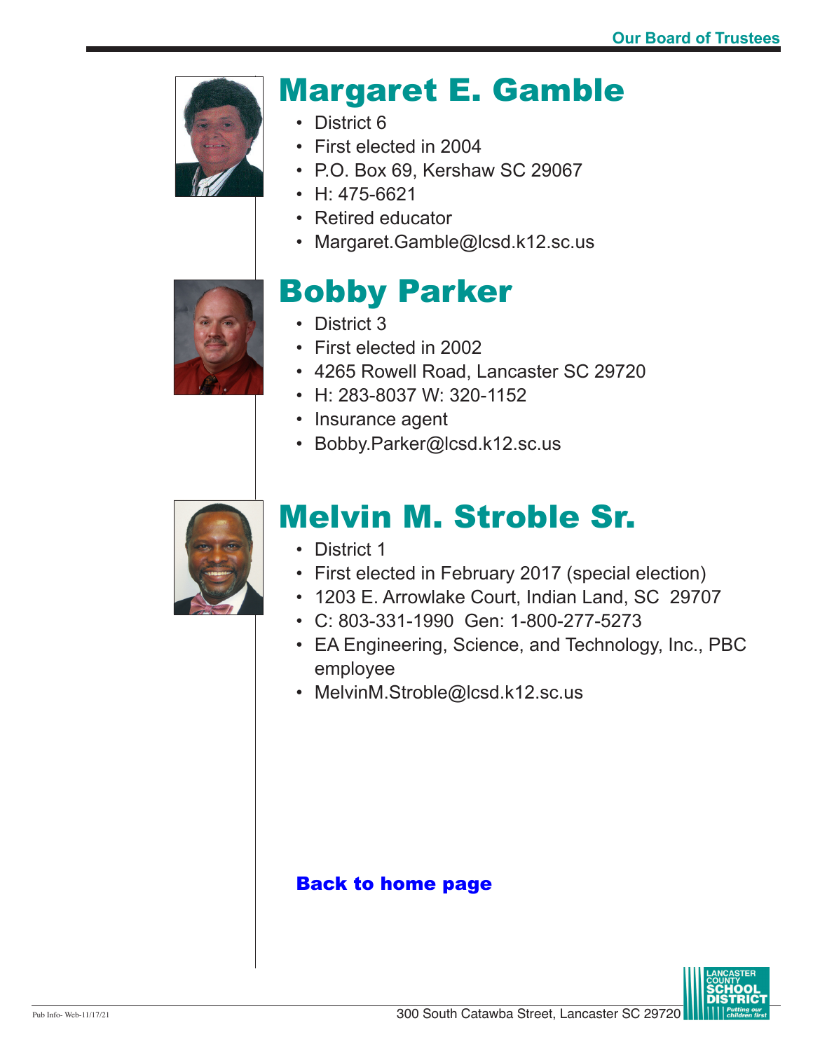# Margaret E. Gamble

- District 6
- First elected in 2004
- P.O. Box 69, Kershaw SC 29067
- H: 475-6621
- Retired educator
- Margaret.Gamble@lcsd.k12.sc.us

# Bobby Parker

- District 3
- First elected in 2002
- 4265 Rowell Road, Lancaster SC 29720
- H: 283-8037 W: 320-1152
- Insurance agent
- Bobby.Parker@lcsd.k12.sc.us

# Melvin M. Stroble Sr.

- District 1
- First elected in February 2017 (special election)
- 1203 E. Arrowlake Court, Indian Land, SC 29707
- C: 803-331-1990 Gen: 1-800-277-5273
- EA Engineering, Science, and Technology, Inc., PBC employee
- MelvinM.Stroble@lcsd.k12.sc.us

**Back to home page**

Pub Info- Web-11/17/21

300 South Catawba Street, Lancaster SC 29720